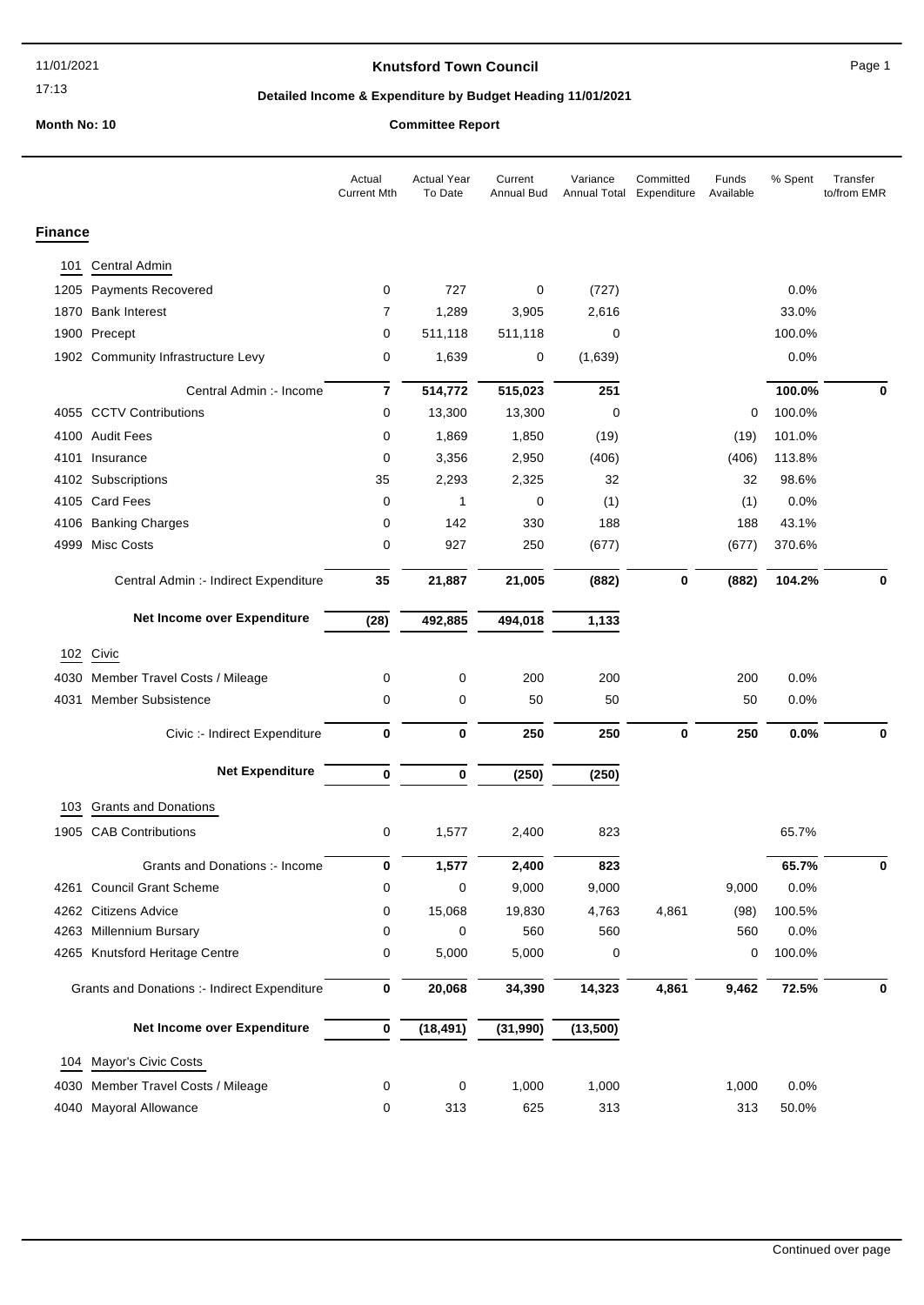# Knutsford Town Council

11/01/2021

17:13

## Detailed Income & Expenditure by Budget Heading 11/01/2021

**Month No: 10** | **Committee Report**

| | | Actual Current Mth | Actual Year To Date | Current Annual Bud | Variance Annual Total | Committed Expenditure | Funds Available | % Spent | Transfer to/from EMR |
|---|---|---|---|---|---|---|---|---|---|
| **Finance** | | | | | | | | | |
| 101 | Central Admin | | | | | | | | |
| 1205 | Payments Recovered | 0 | 727 | 0 | (727) | | | 0.0% | |
| 1870 | Bank Interest | 7 | 1,289 | 3,905 | 2,616 | | | 33.0% | |
| 1900 | Precept | 0 | 511,118 | 511,118 | 0 | | | 100.0% | |
| 1902 | Community Infrastructure Levy | 0 | 1,639 | 0 | (1,639) | | | 0.0% | |
| | Central Admin :- Income | **7** | **514,772** | **515,023** | **251** | | | **100.0%** | **0** |
| 4055 | CCTV Contributions | 0 | 13,300 | 13,300 | 0 | | 0 | 100.0% | |
| 4100 | Audit Fees | 0 | 1,869 | 1,850 | (19) | | (19) | 101.0% | |
| 4101 | Insurance | 0 | 3,356 | 2,950 | (406) | | (406) | 113.8% | |
| 4102 | Subscriptions | 35 | 2,293 | 2,325 | 32 | | 32 | 98.6% | |
| 4105 | Card Fees | 0 | 1 | 0 | (1) | | (1) | 0.0% | |
| 4106 | Banking Charges | 0 | 142 | 330 | 188 | | 188 | 43.1% | |
| 4999 | Misc Costs | 0 | 927 | 250 | (677) | | (677) | 370.6% | |
| | Central Admin :- Indirect Expenditure | **35** | **21,887** | **21,005** | **(882)** | **0** | **(882)** | **104.2%** | **0** |
| | **Net Income over Expenditure** | **(28)** | **492,885** | **494,018** | **1,133** | | | | |
| 102 | Civic | | | | | | | | |
| 4030 | Member Travel Costs / Mileage | 0 | 0 | 200 | 200 | | 200 | 0.0% | |
| 4031 | Member Subsistence | 0 | 0 | 50 | 50 | | 50 | 0.0% | |
| | Civic :- Indirect Expenditure | **0** | **0** | **250** | **250** | **0** | **250** | **0.0%** | **0** |
| | **Net Expenditure** | **0** | **0** | **(250)** | **(250)** | | | | |
| 103 | Grants and Donations | | | | | | | | |
| 1905 | CAB Contributions | 0 | 1,577 | 2,400 | 823 | | | 65.7% | |
| | Grants and Donations :- Income | **0** | **1,577** | **2,400** | **823** | | | **65.7%** | **0** |
| 4261 | Council Grant Scheme | 0 | 0 | 9,000 | 9,000 | | 9,000 | 0.0% | |
| 4262 | Citizens Advice | 0 | 15,068 | 19,830 | 4,763 | 4,861 | (98) | 100.5% | |
| 4263 | Millennium Bursary | 0 | 0 | 560 | 560 | | 560 | 0.0% | |
| 4265 | Knutsford Heritage Centre | 0 | 5,000 | 5,000 | 0 | | 0 | 100.0% | |
| | Grants and Donations :- Indirect Expenditure | **0** | **20,068** | **34,390** | **14,323** | **4,861** | **9,462** | **72.5%** | **0** |
| | **Net Income over Expenditure** | **0** | **(18,491)** | **(31,990)** | **(13,500)** | | | | |
| 104 | Mayor's Civic Costs | | | | | | | | |
| 4030 | Member Travel Costs / Mileage | 0 | 0 | 1,000 | 1,000 | | 1,000 | 0.0% | |
| 4040 | Mayoral Allowance | 0 | 313 | 625 | 313 | | 313 | 50.0% | |

Continued over page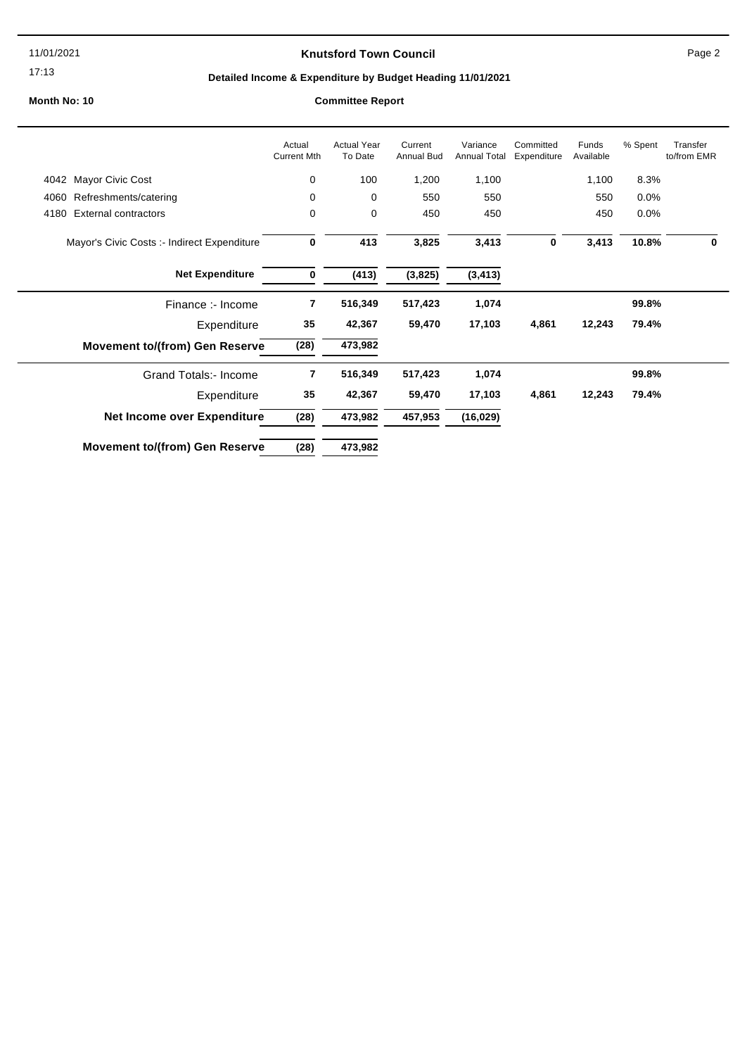# Knutsford Town Council

## Detailed Income & Expenditure by Budget Heading 11/01/2021

**Month No: 10** **Committee Report**

| | Actual Current Mth | Actual Year To Date | Current Annual Bud | Variance Annual Total | Committed Expenditure | Funds Available | % Spent | Transfer to/from EMR |
|---|---|---|---|---|---|---|---|---|
| 4042 Mayor Civic Cost | 0 | 100 | 1,200 | 1,100 | | 1,100 | 8.3% | |
| 4060 Refreshments/catering | 0 | 0 | 550 | 550 | | 550 | 0.0% | |
| 4180 External contractors | 0 | 0 | 450 | 450 | | 450 | 0.0% | |
| Mayor's Civic Costs :- Indirect Expenditure | **0** | **413** | **3,825** | **3,413** | **0** | **3,413** | **10.8%** | **0** |
| **Net Expenditure** | **0** | **(413)** | **(3,825)** | **(3,413)** | | | | |
| Finance :- Income | **7** | **516,349** | **517,423** | **1,074** | | | **99.8%** | |
| Expenditure | **35** | **42,367** | **59,470** | **17,103** | **4,861** | **12,243** | **79.4%** | |
| **Movement to/(from) Gen Reserve** | **(28)** | **473,982** | | | | | | |
| Grand Totals:- Income | **7** | **516,349** | **517,423** | **1,074** | | | **99.8%** | |
| Expenditure | **35** | **42,367** | **59,470** | **17,103** | **4,861** | **12,243** | **79.4%** | |
| **Net Income over Expenditure** | **(28)** | **473,982** | **457,953** | **(16,029)** | | | | |
| **Movement to/(from) Gen Reserve** | **(28)** | **473,982** | | | | | | |